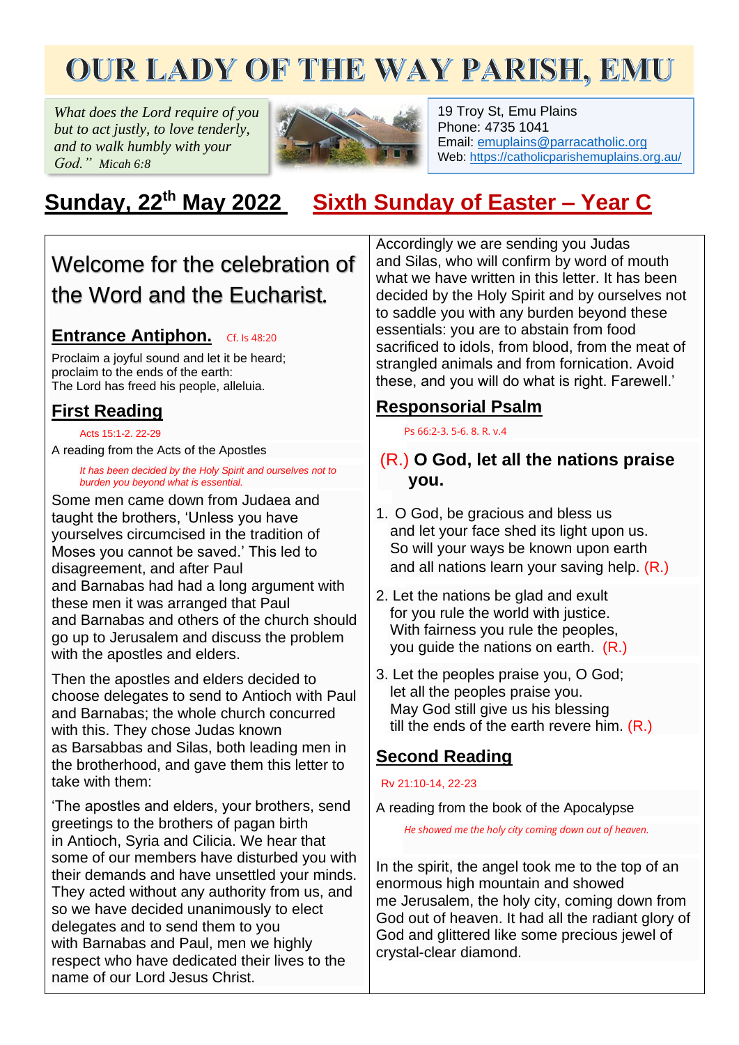# OUR LADY OF THE WAY PARISH, EMU

*What does the Lord require of you but to act justly, to love tenderly, and to walk humbly with your God."* Micah 6:8

19 Troy St, Emu Plains
Phone: 4735 1041
Email: emuplains@parracatholic.org
Web: https://catholicparishemuplains.org.au/

## Sunday, 22th May 2022 Sixth Sunday of Easter – Year C

## Welcome for the celebration of the Word and the Eucharist.

### Entrance Antiphon. Cf. Is 48:20

Proclaim a joyful sound and let it be heard;
proclaim to the ends of the earth:
The Lord has freed his people, alleluia.

### First Reading

Acts 15:1-2. 22-29

A reading from the Acts of the Apostles

*It has been decided by the Holy Spirit and ourselves not to burden you beyond what is essential.*

Some men came down from Judaea and taught the brothers, 'Unless you have yourselves circumcised in the tradition of Moses you cannot be saved.' This led to disagreement, and after Paul and Barnabas had had a long argument with these men it was arranged that Paul and Barnabas and others of the church should go up to Jerusalem and discuss the problem with the apostles and elders.

Then the apostles and elders decided to choose delegates to send to Antioch with Paul and Barnabas; the whole church concurred with this. They chose Judas known as Barsabbas and Silas, both leading men in the brotherhood, and gave them this letter to take with them:

'The apostles and elders, your brothers, send greetings to the brothers of pagan birth in Antioch, Syria and Cilicia. We hear that some of our members have disturbed you with their demands and have unsettled your minds. They acted without any authority from us, and so we have decided unanimously to elect delegates and to send them to you with Barnabas and Paul, men we highly respect who have dedicated their lives to the name of our Lord Jesus Christ. Accordingly we are sending you Judas and Silas, who will confirm by word of mouth what we have written in this letter. It has been decided by the Holy Spirit and by ourselves not to saddle you with any burden beyond these essentials: you are to abstain from food sacrificed to idols, from blood, from the meat of strangled animals and from fornication. Avoid these, and you will do what is right. Farewell.'

### Responsorial Psalm

Ps 66:2-3. 5-6. 8. R. v.4

**(R.) O God, let all the nations praise you.**

1. O God, be gracious and bless us
 and let your face shed its light upon us.
 So will your ways be known upon earth
 and all nations learn your saving help. (R.)

2. Let the nations be glad and exult
 for you rule the world with justice.
 With fairness you rule the peoples,
 you guide the nations on earth. (R.)

3. Let the peoples praise you, O God;
 let all the peoples praise you.
 May God still give us his blessing
 till the ends of the earth revere him. (R.)

### Second Reading

Rv 21:10-14, 22-23

A reading from the book of the Apocalypse

*He showed me the holy city coming down out of heaven.*

In the spirit, the angel took me to the top of an enormous high mountain and showed me Jerusalem, the holy city, coming down from God out of heaven. It had all the radiant glory of God and glittered like some precious jewel of crystal-clear diamond.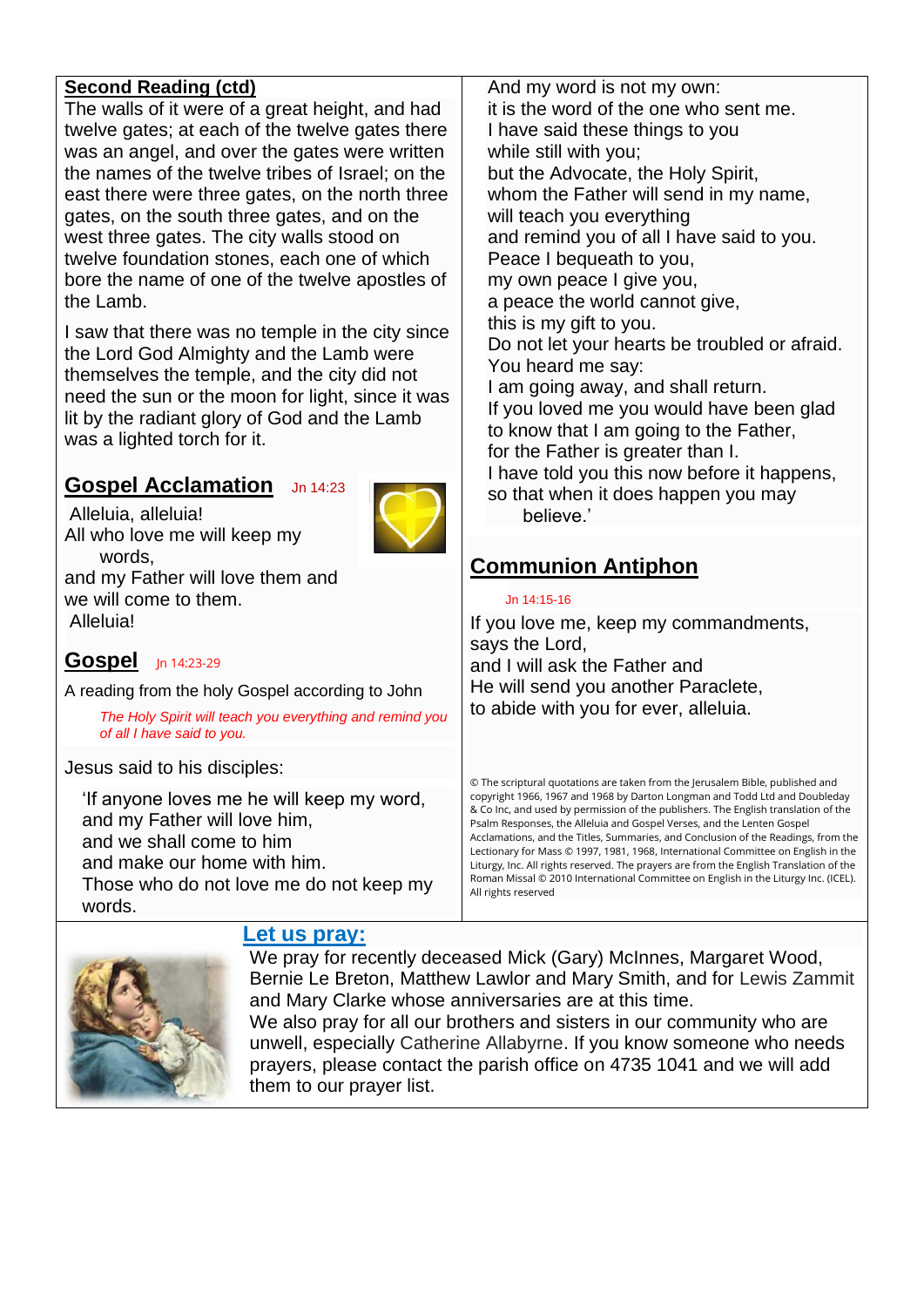**Second Reading (ctd)**

The walls of it were of a great height, and had twelve gates; at each of the twelve gates there was an angel, and over the gates were written the names of the twelve tribes of Israel; on the east there were three gates, on the north three gates, on the south three gates, and on the west three gates. The city walls stood on twelve foundation stones, each one of which bore the name of one of the twelve apostles of the Lamb.

I saw that there was no temple in the city since the Lord God Almighty and the Lamb were themselves the temple, and the city did not need the sun or the moon for light, since it was lit by the radiant glory of God and the Lamb was a lighted torch for it.

## Gospel Acclamation Jn 14:23

Alleluia, alleluia!
All who love me will keep my words,
and my Father will love them and we will come to them.
Alleluia!

## Gospel Jn 14:23-29

A reading from the holy Gospel according to John

*The Holy Spirit will teach you everything and remind you of all I have said to you.*

Jesus said to his disciples:

'If anyone loves me he will keep my word,
and my Father will love him,
and we shall come to him
and make our home with him.
Those who do not love me do not keep my words.
And my word is not my own:
it is the word of the one who sent me.
I have said these things to you
while still with you;
but the Advocate, the Holy Spirit,
whom the Father will send in my name,
will teach you everything
and remind you of all I have said to you.
Peace I bequeath to you,
my own peace I give you,
a peace the world cannot give,
this is my gift to you.
Do not let your hearts be troubled or afraid.
You heard me say:
I am going away, and shall return.
If you loved me you would have been glad
to know that I am going to the Father,
for the Father is greater than I.
I have told you this now before it happens,
so that when it does happen you may believe.'

## Communion Antiphon

Jn 14:15-16

If you love me, keep my commandments,
says the Lord,
and I will ask the Father and
He will send you another Paraclete,
to abide with you for ever, alleluia.

© The scriptural quotations are taken from the Jerusalem Bible, published and copyright 1966, 1967 and 1968 by Darton Longman and Todd Ltd and Doubleday & Co Inc, and used by permission of the publishers. The English translation of the Psalm Responses, the Alleluia and Gospel Verses, and the Lenten Gospel Acclamations, and the Titles, Summaries, and Conclusion of the Readings, from the Lectionary for Mass © 1997, 1981, 1968, International Committee on English in the Liturgy, Inc. All rights reserved. The prayers are from the English Translation of the Roman Missal © 2010 International Committee on English in the Liturgy Inc. (ICEL). All rights reserved

## Let us pray:

We pray for recently deceased Mick (Gary) McInnes, Margaret Wood, Bernie Le Breton, Matthew Lawlor and Mary Smith, and for Lewis Zammit and Mary Clarke whose anniversaries are at this time.
We also pray for all our brothers and sisters in our community who are unwell, especially Catherine Allabyrne. If you know someone who needs prayers, please contact the parish office on 4735 1041 and we will add them to our prayer list.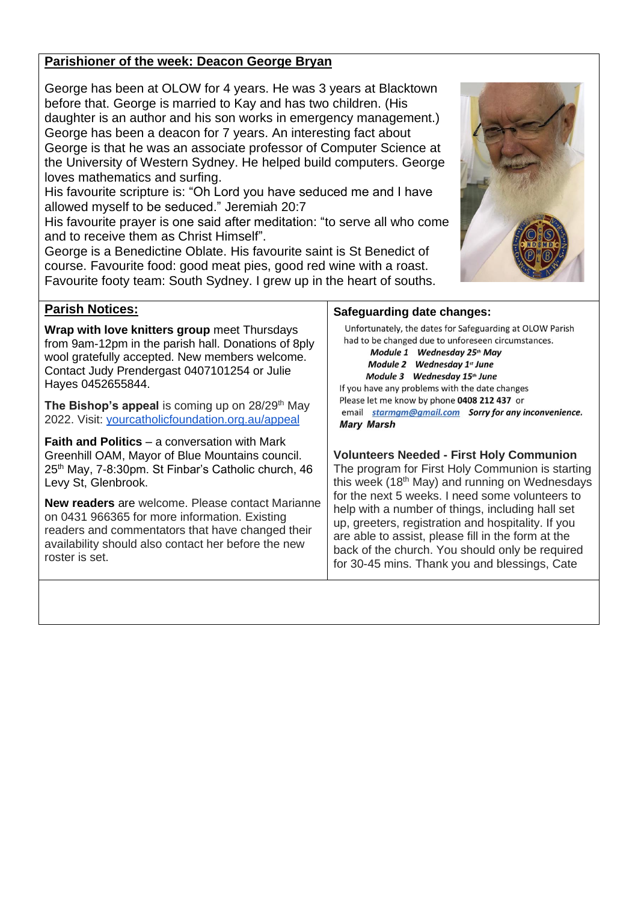## Parishioner of the week: Deacon George Bryan

George has been at OLOW for 4 years. He was 3 years at Blacktown before that. George is married to Kay and has two children. (His daughter is an author and his son works in emergency management.) George has been a deacon for 7 years. An interesting fact about George is that he was an associate professor of Computer Science at the University of Western Sydney. He helped build computers. George loves mathematics and surfing.

His favourite scripture is: "Oh Lord you have seduced me and I have allowed myself to be seduced." Jeremiah 20:7

His favourite prayer is one said after meditation: "to serve all who come and to receive them as Christ Himself".

George is a Benedictine Oblate. His favourite saint is St Benedict of course. Favourite food: good meat pies, good red wine with a roast. Favourite footy team: South Sydney. I grew up in the heart of souths.

## Parish Notices:

**Wrap with love knitters group** meet Thursdays from 9am-12pm in the parish hall. Donations of 8ply wool gratefully accepted. New members welcome. Contact Judy Prendergast 0407101254 or Julie Hayes 0452655844.

**The Bishop's appeal** is coming up on 28/29th May 2022. Visit: [yourcatholicfoundation.org.au/appeal](yourcatholicfoundation.org.au/appeal)

**Faith and Politics** – a conversation with Mark Greenhill OAM, Mayor of Blue Mountains council. 25th May, 7-8:30pm. St Finbar's Catholic church, 46 Levy St, Glenbrook.

**New readers** are welcome. Please contact Marianne on 0431 966365 for more information. Existing readers and commentators that have changed their availability should also contact her before the new roster is set.

### Safeguarding date changes:

Unfortunately, the dates for Safeguarding at OLOW Parish had to be changed due to unforeseen circumstances.

*Module 1 Wednesday 25th May*
*Module 2 Wednesday 1st June*
*Module 3 Wednesday 15th June*

If you have any problems with the date changes Please let me know by phone **0408 212 437** or email ***starmgm@gmail.com*** ***Sorry for any inconvenience.***

***Mary Marsh***

### Volunteers Needed - First Holy Communion

The program for First Holy Communion is starting this week (18th May) and running on Wednesdays for the next 5 weeks. I need some volunteers to help with a number of things, including hall set up, greeters, registration and hospitality. If you are able to assist, please fill in the form at the back of the church. You should only be required for 30-45 mins. Thank you and blessings, Cate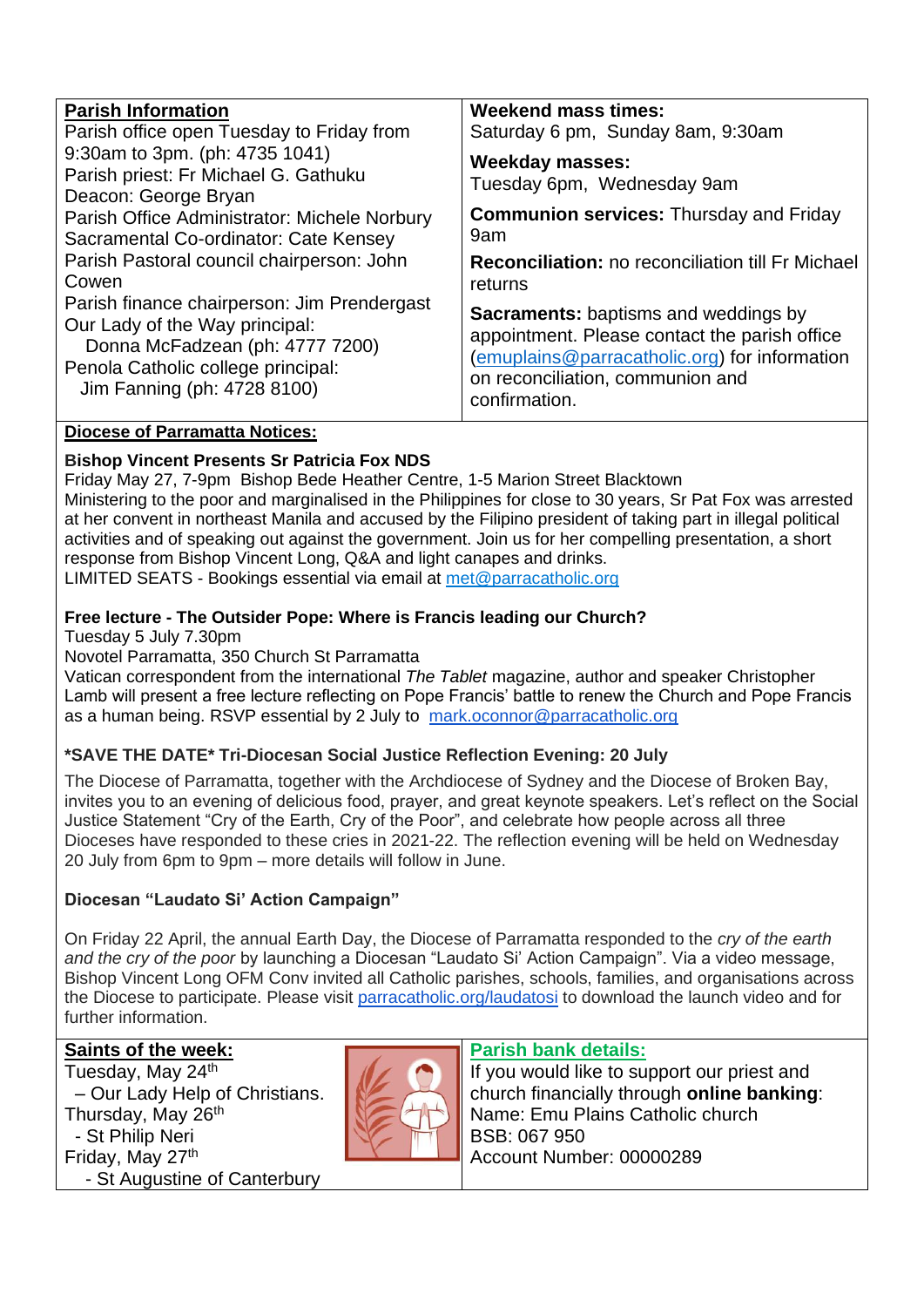**Parish Information**

Parish office open Tuesday to Friday from 9:30am to 3pm. (ph: 4735 1041)
Parish priest: Fr Michael G. Gathuku
Deacon: George Bryan
Parish Office Administrator: Michele Norbury
Sacramental Co-ordinator: Cate Kensey
Parish Pastoral council chairperson: John Cowen
Parish finance chairperson: Jim Prendergast
Our Lady of the Way principal:
Donna McFadzean (ph: 4777 7200)
Penola Catholic college principal:
Jim Fanning (ph: 4728 8100)

**Weekend mass times:**
Saturday 6 pm, Sunday 8am, 9:30am

**Weekday masses:**
Tuesday 6pm, Wednesday 9am

**Communion services:** Thursday and Friday 9am

**Reconciliation:** no reconciliation till Fr Michael returns

**Sacraments:** baptisms and weddings by appointment. Please contact the parish office (emuplains@parracatholic.org) for information on reconciliation, communion and confirmation.

**Diocese of Parramatta Notices:**

**Bishop Vincent Presents Sr Patricia Fox NDS**

Friday May 27, 7-9pm Bishop Bede Heather Centre, 1-5 Marion Street Blacktown
Ministering to the poor and marginalised in the Philippines for close to 30 years, Sr Pat Fox was arrested at her convent in northeast Manila and accused by the Filipino president of taking part in illegal political activities and of speaking out against the government. Join us for her compelling presentation, a short response from Bishop Vincent Long, Q&A and light canapes and drinks.
LIMITED SEATS - Bookings essential via email at met@parracatholic.org

**Free lecture - The Outsider Pope: Where is Francis leading our Church?**

Tuesday 5 July 7.30pm
Novotel Parramatta, 350 Church St Parramatta
Vatican correspondent from the international *The Tablet* magazine, author and speaker Christopher Lamb will present a free lecture reflecting on Pope Francis' battle to renew the Church and Pope Francis as a human being. RSVP essential by 2 July to mark.oconnor@parracatholic.org

***SAVE THE DATE* Tri-Diocesan Social Justice Reflection Evening: 20 July**

The Diocese of Parramatta, together with the Archdiocese of Sydney and the Diocese of Broken Bay, invites you to an evening of delicious food, prayer, and great keynote speakers. Let's reflect on the Social Justice Statement "Cry of the Earth, Cry of the Poor", and celebrate how people across all three Dioceses have responded to these cries in 2021-22. The reflection evening will be held on Wednesday 20 July from 6pm to 9pm – more details will follow in June.

**Diocesan "Laudato Si' Action Campaign"**

On Friday 22 April, the annual Earth Day, the Diocese of Parramatta responded to the *cry of the earth and the cry of the poor* by launching a Diocesan "Laudato Si' Action Campaign". Via a video message, Bishop Vincent Long OFM Conv invited all Catholic parishes, schools, families, and organisations across the Diocese to participate. Please visit parracatholic.org/laudatosi to download the launch video and for further information.

**Saints of the week:**

Tuesday, May 24th
– Our Lady Help of Christians.
Thursday, May 26th
- St Philip Neri
Friday, May 27th
- St Augustine of Canterbury

**Parish bank details:**

If you would like to support our priest and church financially through **online banking**:
Name: Emu Plains Catholic church
BSB: 067 950
Account Number: 00000289